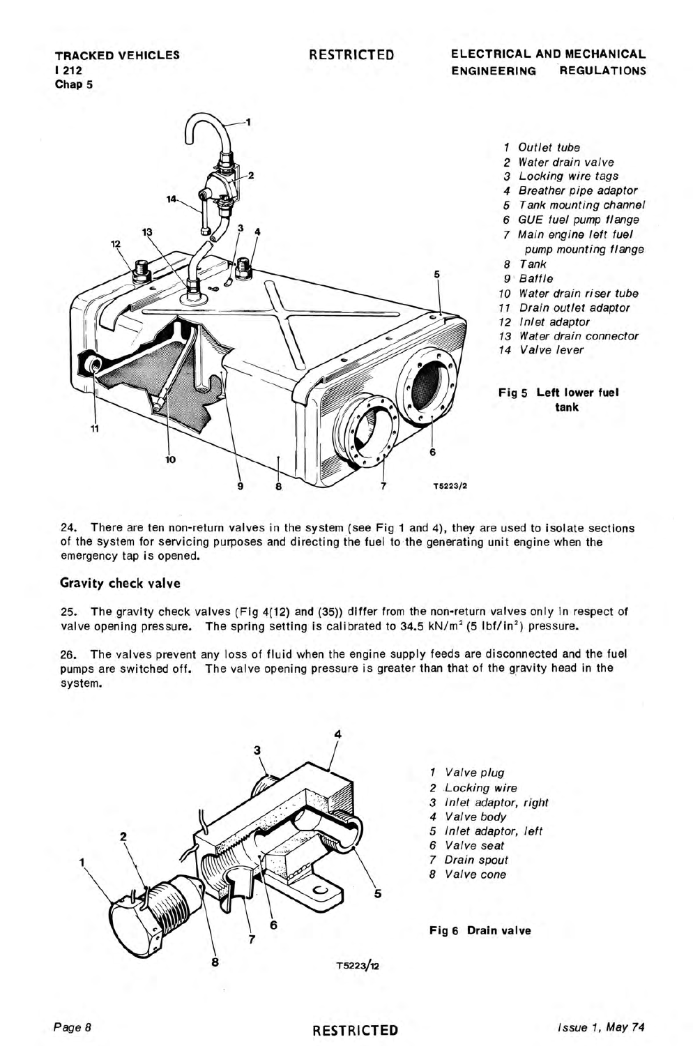1 Outlet tube
2 Water drain valve
3 Locking wire tags
4 Breather pipe adaptor
5 Tank mounting channel
6 GUE fuel pump flange
7 Main engine left fuel pump mounting flange
8 Tank
9 Baffle
10 Water drain riser tube
11 Drain outlet adaptor
12 Inlet adaptor
13 Water drain connector
14 Valve lever

**Fig 5 Left lower fuel tank**

24. There are ten non-return valves in the system (see Fig 1 and 4), they are used to isolate sections of the system for servicing purposes and directing the fuel to the generating unit engine when the emergency tap is opened.

## Gravity check valve

25. The gravity check valves (Fig 4(12) and (35)) differ from the non-return valves only in respect of valve opening pressure. The spring setting is calibrated to 34.5 $kN/m^2$ (5 $lbf/in^2$) pressure.

26. The valves prevent any loss of fluid when the engine supply feeds are disconnected and the fuel pumps are switched off. The valve opening pressure is greater than that of the gravity head in the system.

1 Valve plug
2 Locking wire
3 Inlet adaptor, right
4 Valve body
5 Inlet adaptor, left
6 Valve seat
7 Drain spout
8 Valve cone

**Fig 6 Drain valve**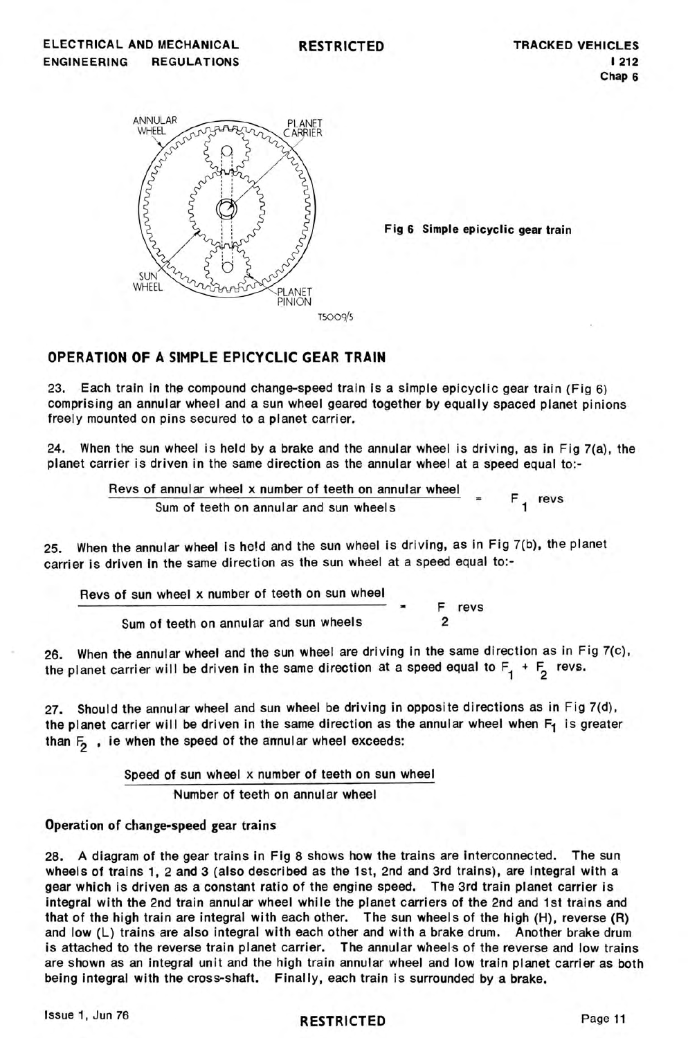Fig 6 Simple epicyclic gear train

## OPERATION OF A SIMPLE EPICYCLIC GEAR TRAIN

23. Each train in the compound change-speed train is a simple epicyclic gear train (Fig 6) comprising an annular wheel and a sun wheel geared together by equally spaced planet pinions freely mounted on pins secured to a planet carrier.

24. When the sun wheel is held by a brake and the annular wheel is driving, as in Fig 7(a), the planet carrier is driven in the same direction as the annular wheel at a speed equal to:-

$$\frac{\text{Revs of annular wheel} \times \text{number of teeth on annular wheel}}{\text{Sum of teeth on annular and sun wheels}} = F_1 \text{ revs}$$

25. When the annular wheel is held and the sun wheel is driving, as in Fig 7(b), the planet carrier is driven in the same direction as the sun wheel at a speed equal to:-

$$\frac{\text{Revs of sun wheel} \times \text{number of teeth on sun wheel}}{\text{Sum of teeth on annular and sun wheels}} = F_2 \text{ revs}$$

26. When the annular wheel and the sun wheel are driving in the same direction as in Fig 7(c), the planet carrier will be driven in the same direction at a speed equal to $F_1 + F_2$ revs.

27. Should the annular wheel and sun wheel be driving in opposite directions as in Fig 7(d), the planet carrier will be driven in the same direction as the annular wheel when $F_1$ is greater than $F_2$, ie when the speed of the annular wheel exceeds:

$$\frac{\text{Speed of sun wheel} \times \text{number of teeth on sun wheel}}{\text{Number of teeth on annular wheel}}$$

### Operation of change-speed gear trains

28. A diagram of the gear trains in Fig 8 shows how the trains are interconnected. The sun wheels of trains 1, 2 and 3 (also described as the 1st, 2nd and 3rd trains), are integral with a gear which is driven as a constant ratio of the engine speed. The 3rd train planet carrier is integral with the 2nd train annular wheel while the planet carriers of the 2nd and 1st trains and that of the high train are integral with each other. The sun wheels of the high (H), reverse (R) and low (L) trains are also integral with each other and with a brake drum. Another brake drum is attached to the reverse train planet carrier. The annular wheels of the reverse and low trains are shown as an integral unit and the high train annular wheel and low train planet carrier as both being integral with the cross-shaft. Finally, each train is surrounded by a brake.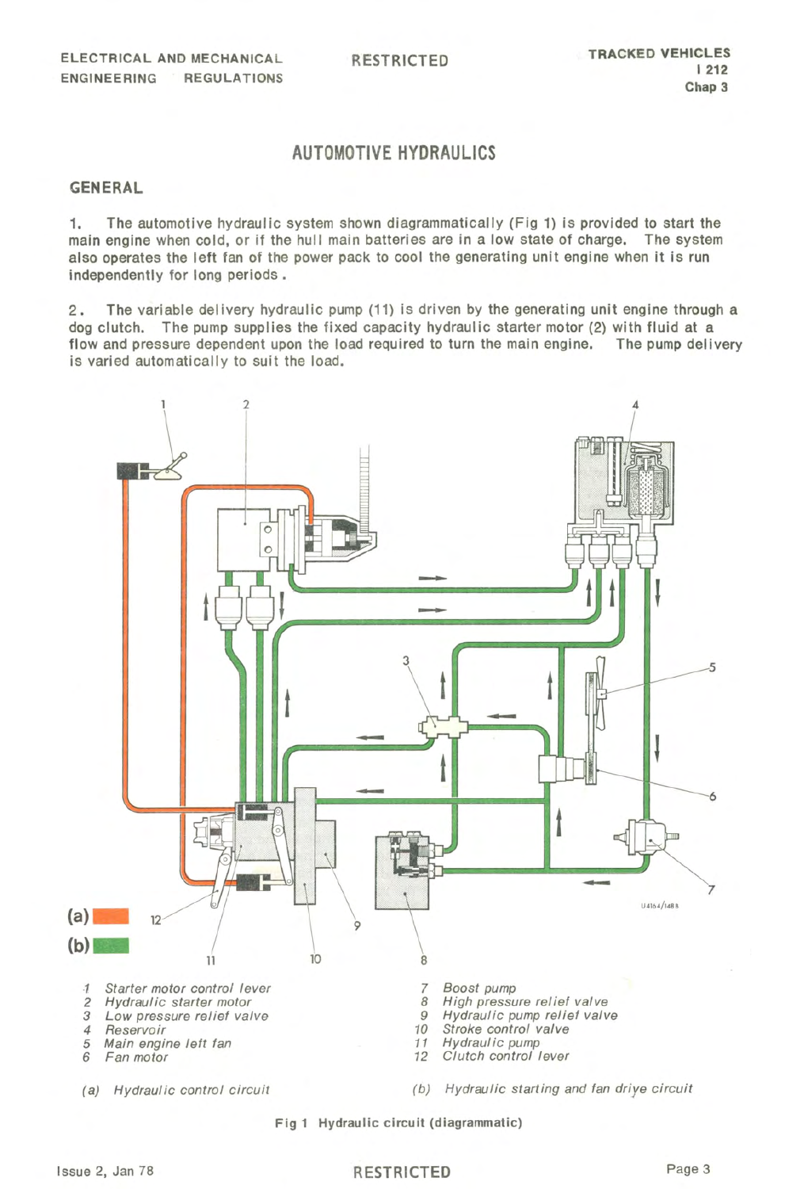# AUTOMOTIVE HYDRAULICS

## GENERAL

1. The automotive hydraulic system shown diagrammatically (Fig 1) is provided to start the main engine when cold, or if the hull main batteries are in a low state of charge. The system also operates the left fan of the power pack to cool the generating unit engine when it is run independently for long periods.

2. The variable delivery hydraulic pump (11) is driven by the generating unit engine through a dog clutch. The pump supplies the fixed capacity hydraulic starter motor (2) with fluid at a flow and pressure dependent upon the load required to turn the main engine. The pump delivery is varied automatically to suit the load.

1 Starter motor control lever
2 Hydraulic starter motor
3 Low pressure relief valve
4 Reservoir
5 Main engine left fan
6 Fan motor
7 Boost pump
8 High pressure relief valve
9 Hydraulic pump relief valve
10 Stroke control valve
11 Hydraulic pump
12 Clutch control lever

(a) Hydraulic control circuit

(b) Hydraulic starting and fan drive circuit

**Fig 1 Hydraulic circuit (diagrammatic)**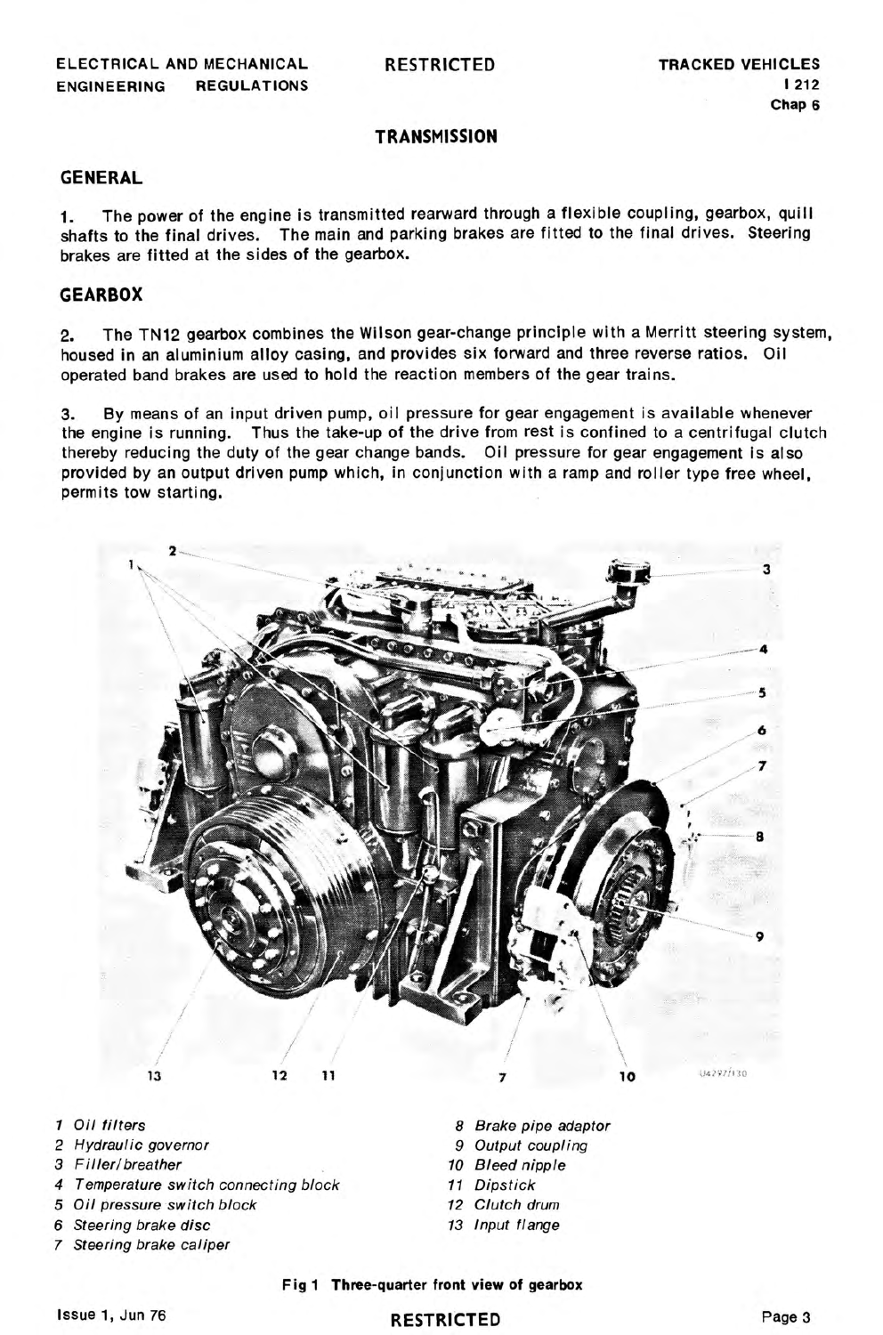## TRANSMISSION

### GENERAL

1. The power of the engine is transmitted rearward through a flexible coupling, gearbox, quill shafts to the final drives. The main and parking brakes are fitted to the final drives. Steering brakes are fitted at the sides of the gearbox.

### GEARBOX

2. The TN12 gearbox combines the Wilson gear-change principle with a Merritt steering system, housed in an aluminium alloy casing, and provides six forward and three reverse ratios. Oil operated band brakes are used to hold the reaction members of the gear trains.

3. By means of an input driven pump, oil pressure for gear engagement is available whenever the engine is running. Thus the take-up of the drive from rest is confined to a centrifugal clutch thereby reducing the duty of the gear change bands. Oil pressure for gear engagement is also provided by an output driven pump which, in conjunction with a ramp and roller type free wheel, permits tow starting.

*1 Oil filters*
*2 Hydraulic governor*
*3 Filler/breather*
*4 Temperature switch connecting block*
*5 Oil pressure switch block*
*6 Steering brake disc*
*7 Steering brake caliper*
*8 Brake pipe adaptor*
*9 Output coupling*
*10 Bleed nipple*
*11 Dipstick*
*12 Clutch drum*
*13 Input flange*

**Fig 1 Three-quarter front view of gearbox**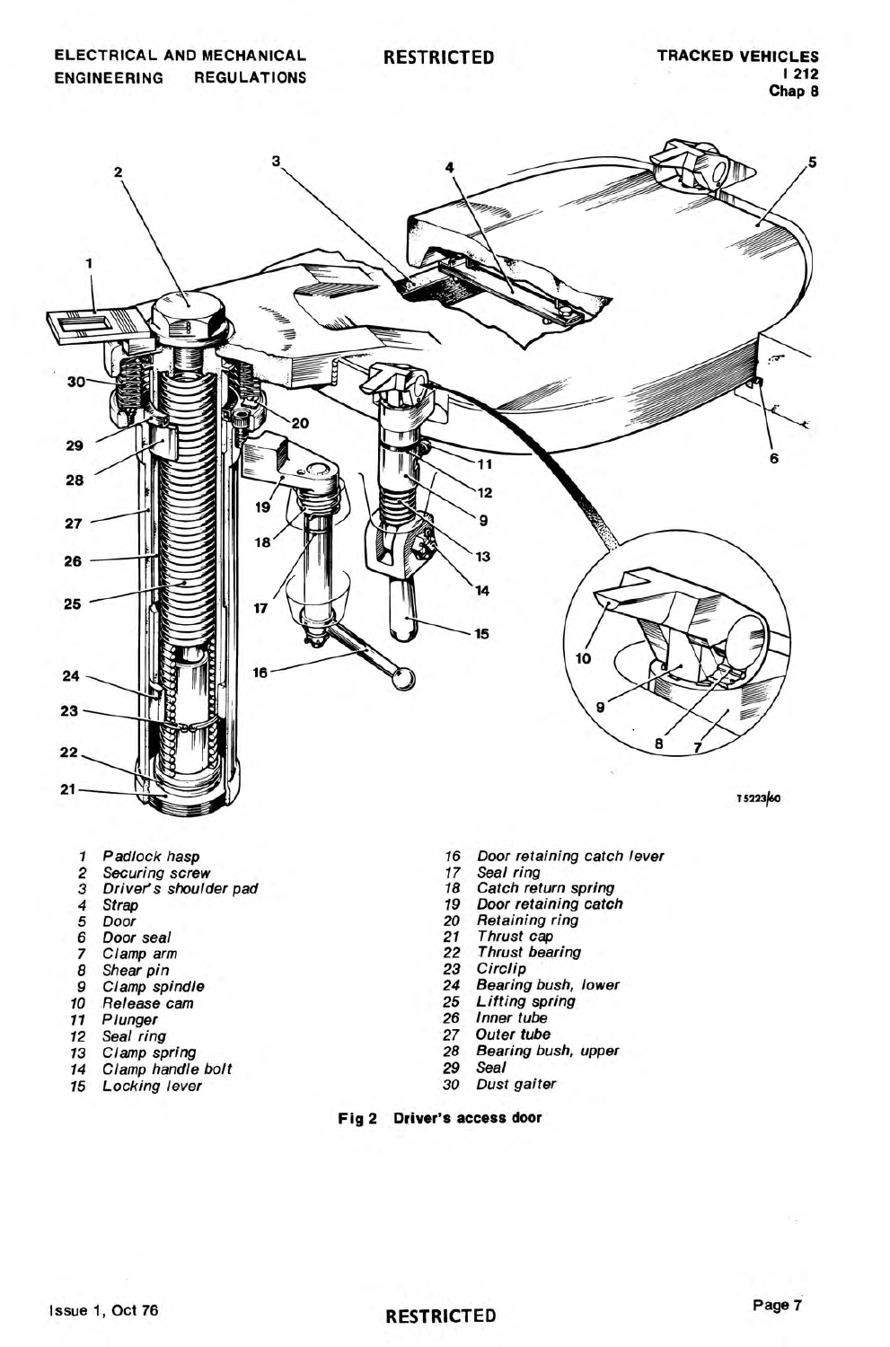1 Padlock hasp
2 Securing screw
3 Driver's shoulder pad
4 Strap
5 Door
6 Door seal
7 Clamp arm
8 Shear pin
9 Clamp spindle
10 Release cam
11 Plunger
12 Seal ring
13 Clamp spring
14 Clamp handle bolt
15 Locking lever
16 Door retaining catch lever
17 Seal ring
18 Catch return spring
19 Door retaining catch
20 Retaining ring
21 Thrust cap
22 Thrust bearing
23 Circlip
24 Bearing bush, lower
25 Lifting spring
26 Inner tube
27 Outer tube
28 Bearing bush, upper
29 Seal
30 Dust gaiter

**Fig 2 Driver's access door**